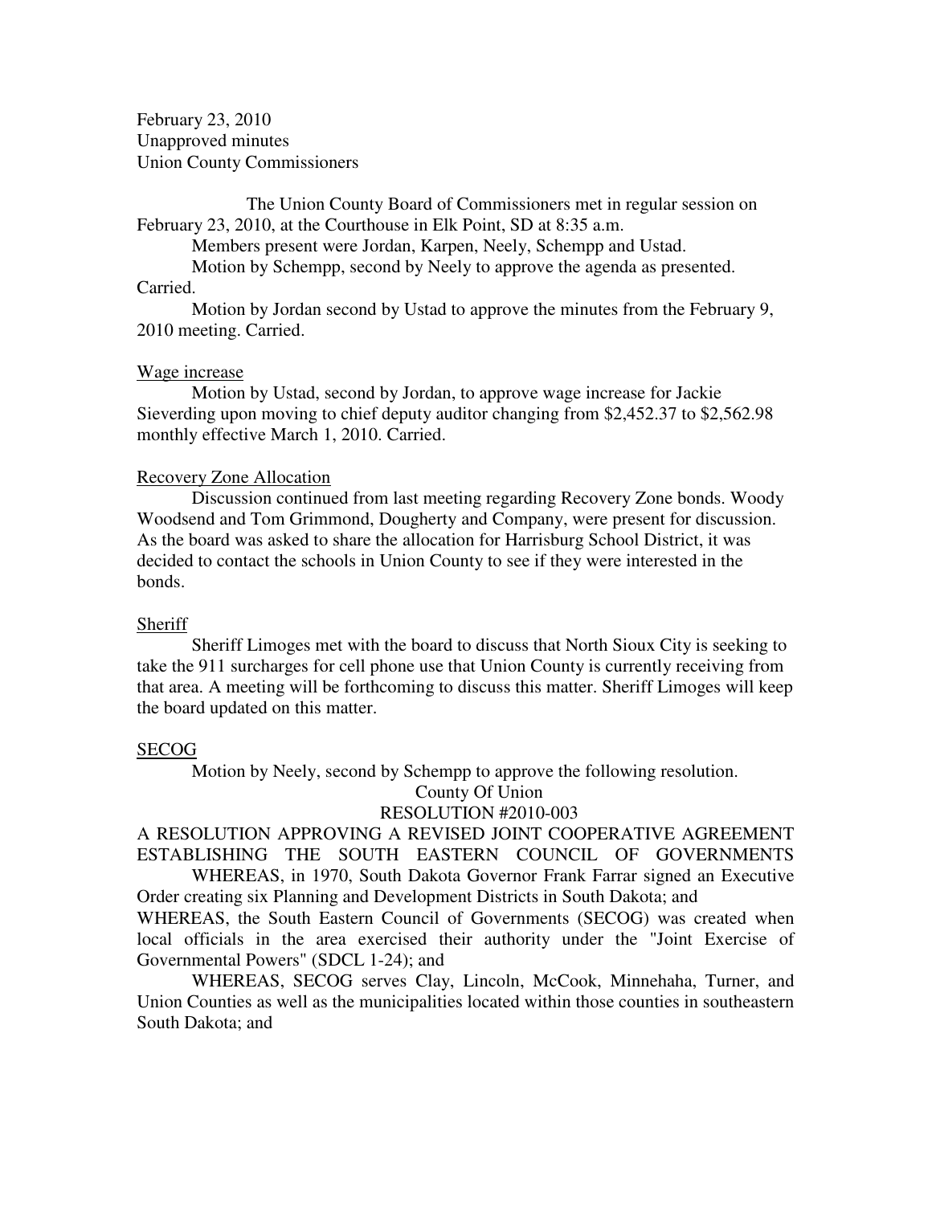February 23, 2010
Unapproved minutes
Union County Commissioners

The Union County Board of Commissioners met in regular session on February 23, 2010, at the Courthouse in Elk Point, SD at 8:35 a.m.

Members present were Jordan, Karpen, Neely, Schempp and Ustad.

Motion by Schempp, second by Neely to approve the agenda as presented. Carried.

Motion by Jordan second by Ustad to approve the minutes from the February 9, 2010 meeting. Carried.

Wage increase

Motion by Ustad, second by Jordan, to approve wage increase for Jackie Sieverding upon moving to chief deputy auditor changing from $2,452.37 to $2,562.98 monthly effective March 1, 2010. Carried.

Recovery Zone Allocation

Discussion continued from last meeting regarding Recovery Zone bonds. Woody Woodsend and Tom Grimmond, Dougherty and Company, were present for discussion. As the board was asked to share the allocation for Harrisburg School District, it was decided to contact the schools in Union County to see if they were interested in the bonds.

Sheriff

Sheriff Limoges met with the board to discuss that North Sioux City is seeking to take the 911 surcharges for cell phone use that Union County is currently receiving from that area. A meeting will be forthcoming to discuss this matter. Sheriff Limoges will keep the board updated on this matter.

SECOG

Motion by Neely, second by Schempp to approve the following resolution.

County Of Union

RESOLUTION #2010-003

A RESOLUTION APPROVING A REVISED JOINT COOPERATIVE AGREEMENT ESTABLISHING THE SOUTH EASTERN COUNCIL OF GOVERNMENTS

WHEREAS, in 1970, South Dakota Governor Frank Farrar signed an Executive Order creating six Planning and Development Districts in South Dakota; and

WHEREAS, the South Eastern Council of Governments (SECOG) was created when local officials in the area exercised their authority under the "Joint Exercise of Governmental Powers" (SDCL 1-24); and

WHEREAS, SECOG serves Clay, Lincoln, McCook, Minnehaha, Turner, and Union Counties as well as the municipalities located within those counties in southeastern South Dakota; and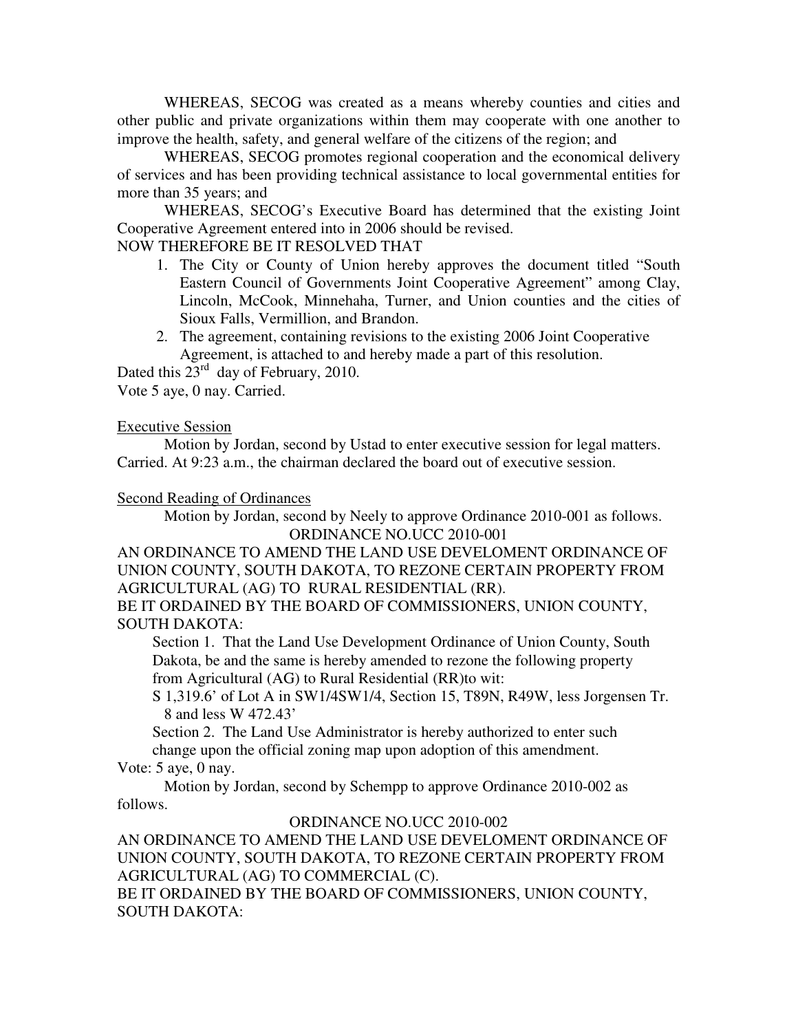WHEREAS, SECOG was created as a means whereby counties and cities and other public and private organizations within them may cooperate with one another to improve the health, safety, and general welfare of the citizens of the region; and

WHEREAS, SECOG promotes regional cooperation and the economical delivery of services and has been providing technical assistance to local governmental entities for more than 35 years; and

WHEREAS, SECOG's Executive Board has determined that the existing Joint Cooperative Agreement entered into in 2006 should be revised.

NOW THEREFORE BE IT RESOLVED THAT

1. The City or County of Union hereby approves the document titled "South Eastern Council of Governments Joint Cooperative Agreement" among Clay, Lincoln, McCook, Minnehaha, Turner, and Union counties and the cities of Sioux Falls, Vermillion, and Brandon.
2. The agreement, containing revisions to the existing 2006 Joint Cooperative Agreement, is attached to and hereby made a part of this resolution.

Dated this 23rd day of February, 2010.

Vote 5 aye, 0 nay. Carried.

Executive Session

Motion by Jordan, second by Ustad to enter executive session for legal matters. Carried. At 9:23 a.m., the chairman declared the board out of executive session.

Second Reading of Ordinances

Motion by Jordan, second by Neely to approve Ordinance 2010-001 as follows.

ORDINANCE NO.UCC 2010-001

AN ORDINANCE TO AMEND THE LAND USE DEVELOMENT ORDINANCE OF UNION COUNTY, SOUTH DAKOTA, TO REZONE CERTAIN PROPERTY FROM AGRICULTURAL (AG) TO RURAL RESIDENTIAL (RR).

BE IT ORDAINED BY THE BOARD OF COMMISSIONERS, UNION COUNTY, SOUTH DAKOTA:

Section 1. That the Land Use Development Ordinance of Union County, South Dakota, be and the same is hereby amended to rezone the following property from Agricultural (AG) to Rural Residential (RR)to wit:

S 1,319.6' of Lot A in SW1/4SW1/4, Section 15, T89N, R49W, less Jorgensen Tr. 8 and less W 472.43'

Section 2. The Land Use Administrator is hereby authorized to enter such change upon the official zoning map upon adoption of this amendment.

Vote: 5 aye, 0 nay.

Motion by Jordan, second by Schempp to approve Ordinance 2010-002 as follows.

ORDINANCE NO.UCC 2010-002

AN ORDINANCE TO AMEND THE LAND USE DEVELOMENT ORDINANCE OF UNION COUNTY, SOUTH DAKOTA, TO REZONE CERTAIN PROPERTY FROM AGRICULTURAL (AG) TO COMMERCIAL (C).

BE IT ORDAINED BY THE BOARD OF COMMISSIONERS, UNION COUNTY, SOUTH DAKOTA: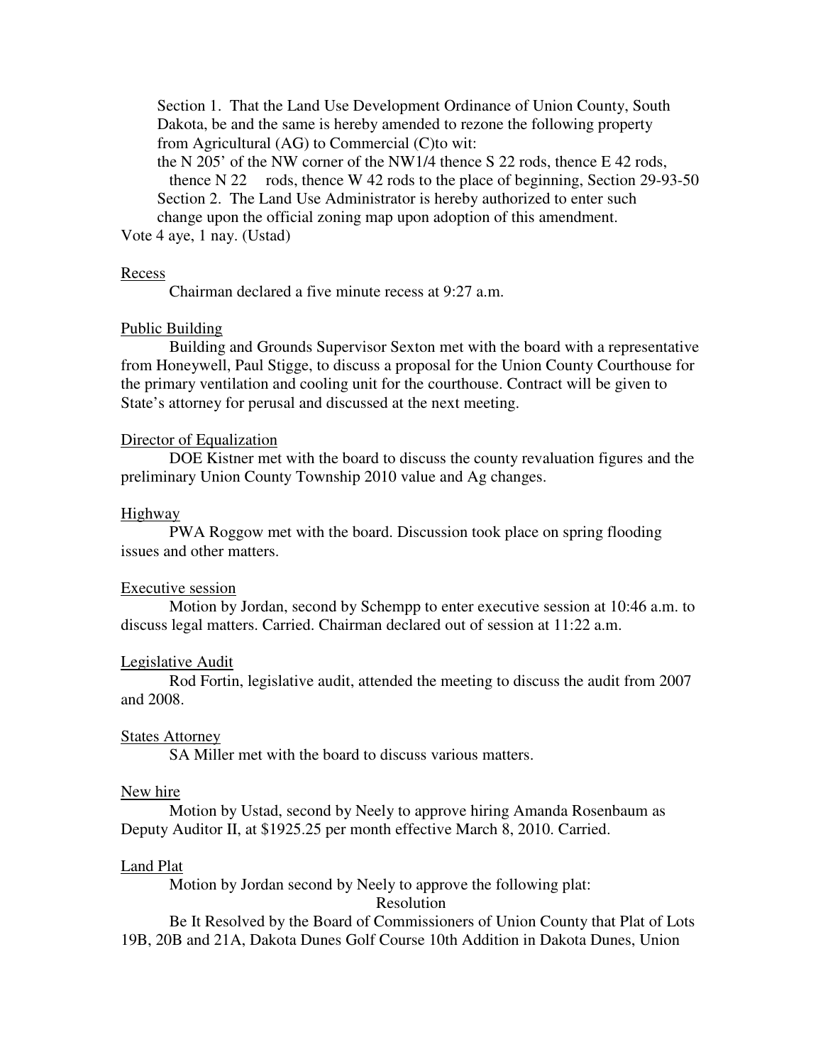Section 1. That the Land Use Development Ordinance of Union County, South Dakota, be and the same is hereby amended to rezone the following property from Agricultural (AG) to Commercial (C)to wit:

the N 205' of the NW corner of the NW1/4 thence S 22 rods, thence E 42 rods, thence N 22 rods, thence W 42 rods to the place of beginning, Section 29-93-50

Section 2. The Land Use Administrator is hereby authorized to enter such change upon the official zoning map upon adoption of this amendment.

Vote 4 aye, 1 nay. (Ustad)

Recess

Chairman declared a five minute recess at 9:27 a.m.

Public Building

Building and Grounds Supervisor Sexton met with the board with a representative from Honeywell, Paul Stigge, to discuss a proposal for the Union County Courthouse for the primary ventilation and cooling unit for the courthouse. Contract will be given to State's attorney for perusal and discussed at the next meeting.

Director of Equalization

DOE Kistner met with the board to discuss the county revaluation figures and the preliminary Union County Township 2010 value and Ag changes.

Highway

PWA Roggow met with the board. Discussion took place on spring flooding issues and other matters.

Executive session

Motion by Jordan, second by Schempp to enter executive session at 10:46 a.m. to discuss legal matters. Carried. Chairman declared out of session at 11:22 a.m.

Legislative Audit

Rod Fortin, legislative audit, attended the meeting to discuss the audit from 2007 and 2008.

States Attorney

SA Miller met with the board to discuss various matters.

New hire

Motion by Ustad, second by Neely to approve hiring Amanda Rosenbaum as Deputy Auditor II, at $1925.25 per month effective March 8, 2010. Carried.

Land Plat

Motion by Jordan second by Neely to approve the following plat:

Resolution

Be It Resolved by the Board of Commissioners of Union County that Plat of Lots 19B, 20B and 21A, Dakota Dunes Golf Course 10th Addition in Dakota Dunes, Union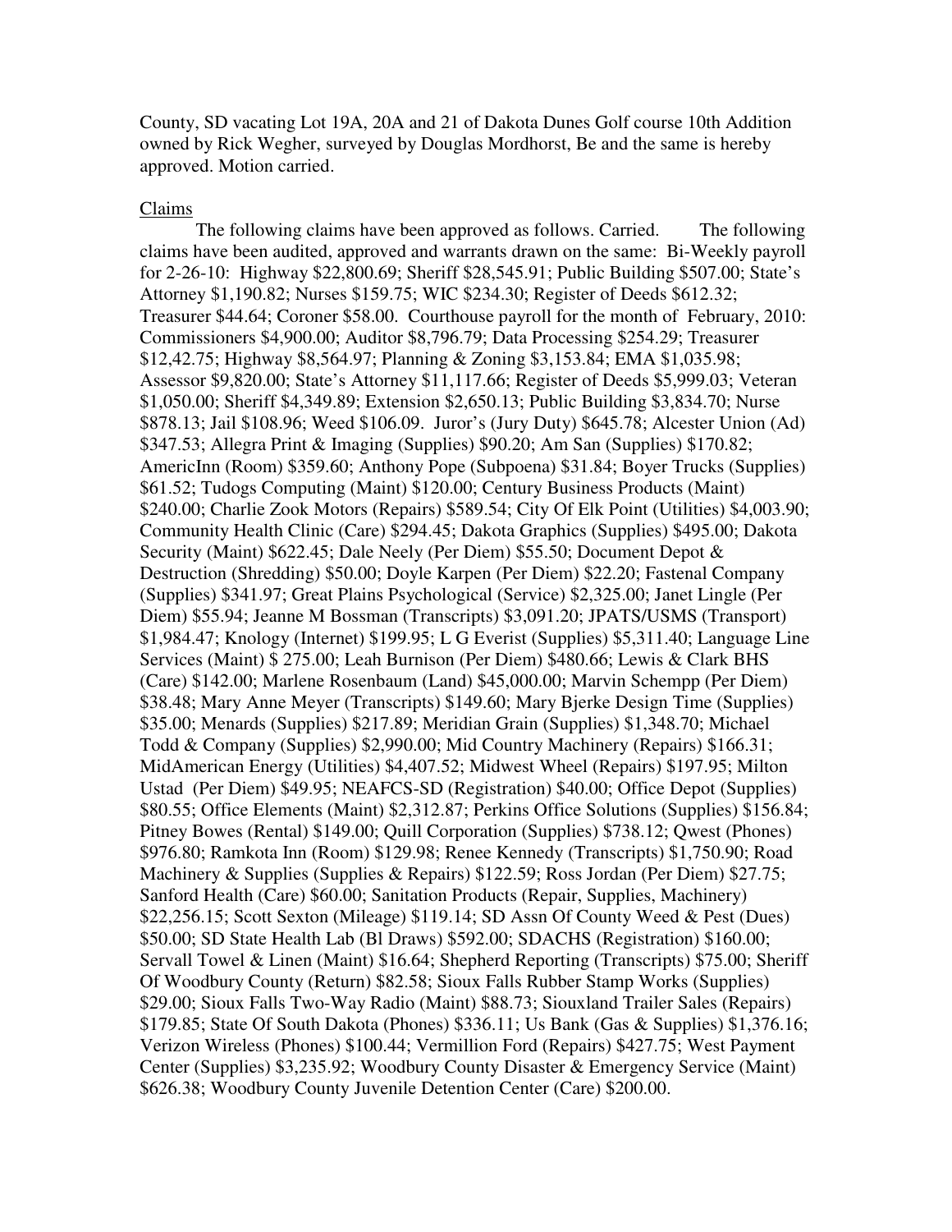County, SD vacating Lot 19A, 20A and 21 of Dakota Dunes Golf course 10th Addition owned by Rick Wegher, surveyed by Douglas Mordhorst, Be and the same is hereby approved. Motion carried.

Claims

The following claims have been approved as follows. Carried. The following claims have been audited, approved and warrants drawn on the same: Bi-Weekly payroll for 2-26-10: Highway $22,800.69; Sheriff $28,545.91; Public Building $507.00; State's Attorney $1,190.82; Nurses $159.75; WIC $234.30; Register of Deeds $612.32; Treasurer $44.64; Coroner $58.00. Courthouse payroll for the month of February, 2010: Commissioners $4,900.00; Auditor $8,796.79; Data Processing $254.29; Treasurer $12,42.75; Highway $8,564.97; Planning & Zoning $3,153.84; EMA $1,035.98; Assessor $9,820.00; State's Attorney $11,117.66; Register of Deeds $5,999.03; Veteran $1,050.00; Sheriff $4,349.89; Extension $2,650.13; Public Building $3,834.70; Nurse $878.13; Jail $108.96; Weed $106.09. Juror's (Jury Duty) $645.78; Alcester Union (Ad) $347.53; Allegra Print & Imaging (Supplies) $90.20; Am San (Supplies) $170.82; AmericInn (Room) $359.60; Anthony Pope (Subpoena) $31.84; Boyer Trucks (Supplies) $61.52; Tudogs Computing (Maint) $120.00; Century Business Products (Maint) $240.00; Charlie Zook Motors (Repairs) $589.54; City Of Elk Point (Utilities) $4,003.90; Community Health Clinic (Care) $294.45; Dakota Graphics (Supplies) $495.00; Dakota Security (Maint) $622.45; Dale Neely (Per Diem) $55.50; Document Depot & Destruction (Shredding) $50.00; Doyle Karpen (Per Diem) $22.20; Fastenal Company (Supplies) $341.97; Great Plains Psychological (Service) $2,325.00; Janet Lingle (Per Diem) $55.94; Jeanne M Bossman (Transcripts) $3,091.20; JPATS/USMS (Transport) $1,984.47; Knology (Internet) $199.95; L G Everist (Supplies) $5,311.40; Language Line Services (Maint) $ 275.00; Leah Burnison (Per Diem) $480.66; Lewis & Clark BHS (Care) $142.00; Marlene Rosenbaum (Land) $45,000.00; Marvin Schempp (Per Diem) $38.48; Mary Anne Meyer (Transcripts) $149.60; Mary Bjerke Design Time (Supplies) $35.00; Menards (Supplies) $217.89; Meridian Grain (Supplies) $1,348.70; Michael Todd & Company (Supplies) $2,990.00; Mid Country Machinery (Repairs) $166.31; MidAmerican Energy (Utilities) $4,407.52; Midwest Wheel (Repairs) $197.95; Milton Ustad (Per Diem) $49.95; NEAFCS-SD (Registration) $40.00; Office Depot (Supplies) $80.55; Office Elements (Maint) $2,312.87; Perkins Office Solutions (Supplies) $156.84; Pitney Bowes (Rental) $149.00; Quill Corporation (Supplies) $738.12; Qwest (Phones) $976.80; Ramkota Inn (Room) $129.98; Renee Kennedy (Transcripts) $1,750.90; Road Machinery & Supplies (Supplies & Repairs) $122.59; Ross Jordan (Per Diem) $27.75; Sanford Health (Care) $60.00; Sanitation Products (Repair, Supplies, Machinery) $22,256.15; Scott Sexton (Mileage) $119.14; SD Assn Of County Weed & Pest (Dues) $50.00; SD State Health Lab (Bl Draws) $592.00; SDACHS (Registration) $160.00; Servall Towel & Linen (Maint) $16.64; Shepherd Reporting (Transcripts) $75.00; Sheriff Of Woodbury County (Return) $82.58; Sioux Falls Rubber Stamp Works (Supplies) $29.00; Sioux Falls Two-Way Radio (Maint) $88.73; Siouxland Trailer Sales (Repairs) $179.85; State Of South Dakota (Phones) $336.11; Us Bank (Gas & Supplies) $1,376.16; Verizon Wireless (Phones) $100.44; Vermillion Ford (Repairs) $427.75; West Payment Center (Supplies) $3,235.92; Woodbury County Disaster & Emergency Service (Maint) $626.38; Woodbury County Juvenile Detention Center (Care) $200.00.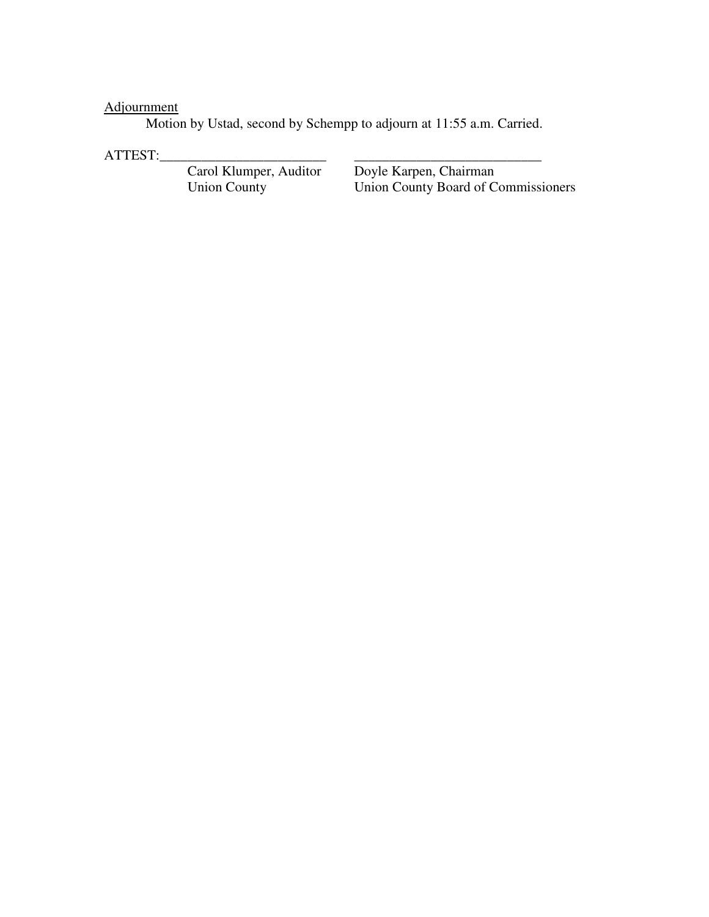<u>Adjournment</u>

Motion by Ustad, second by Schempp to adjourn at 11:55 a.m. Carried.

ATTEST:________________________ ___________________________

Carol Klumper, Auditor  
Union County

Doyle Karpen, Chairman  
Union County Board of Commissioners